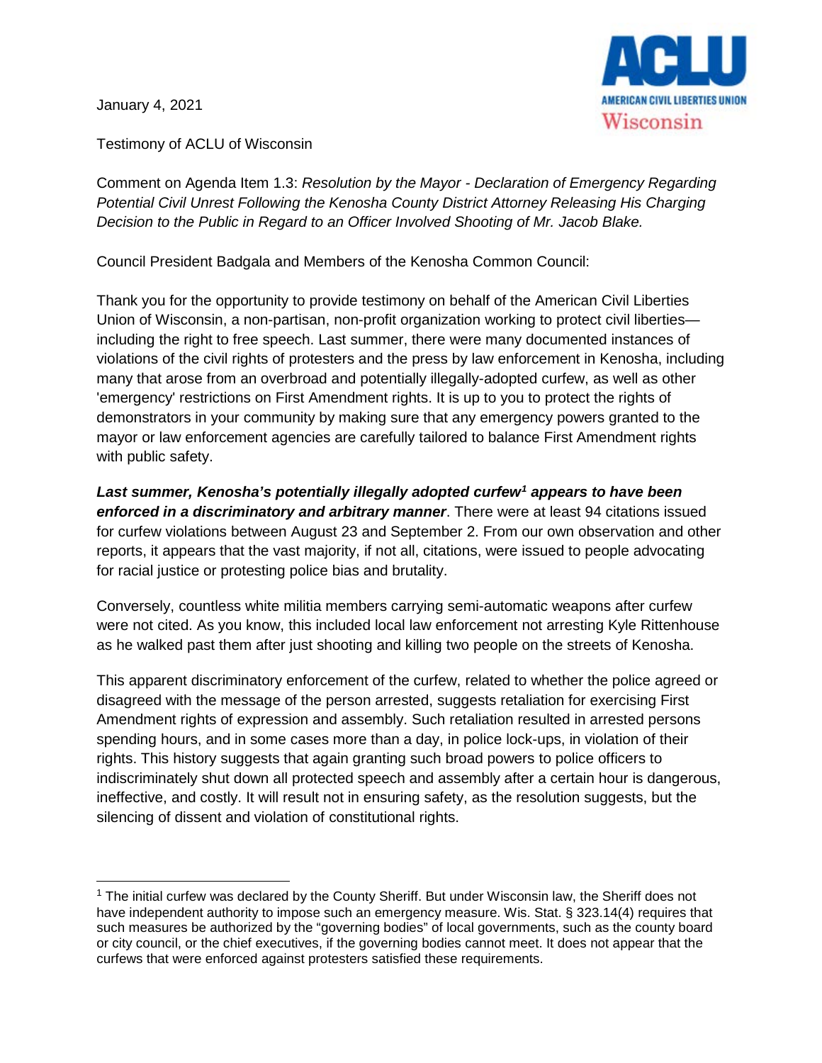January 4, 2021

Testimony of ACLU of Wisconsin

Comment on Agenda Item 1.3: *Resolution by the Mayor - Declaration of Emergency Regarding Potential Civil Unrest Following the Kenosha County District Attorney Releasing His Charging Decision to the Public in Regard to an Officer Involved Shooting of Mr. Jacob Blake.*

Council President Badgala and Members of the Kenosha Common Council:

Thank you for the opportunity to provide testimony on behalf of the American Civil Liberties Union of Wisconsin, a non-partisan, non-profit organization working to protect civil liberties—including the right to free speech. Last summer, there were many documented instances of violations of the civil rights of protesters and the press by law enforcement in Kenosha, including many that arose from an overbroad and potentially illegally-adopted curfew, as well as other 'emergency' restrictions on First Amendment rights. It is up to you to protect the rights of demonstrators in your community by making sure that any emergency powers granted to the mayor or law enforcement agencies are carefully tailored to balance First Amendment rights with public safety.

***Last summer, Kenosha's potentially illegally adopted curfew[1] appears to have been enforced in a discriminatory and arbitrary manner***. There were at least 94 citations issued for curfew violations between August 23 and September 2. From our own observation and other reports, it appears that the vast majority, if not all, citations, were issued to people advocating for racial justice or protesting police bias and brutality.

Conversely, countless white militia members carrying semi-automatic weapons after curfew were not cited. As you know, this included local law enforcement not arresting Kyle Rittenhouse as he walked past them after just shooting and killing two people on the streets of Kenosha.

This apparent discriminatory enforcement of the curfew, related to whether the police agreed or disagreed with the message of the person arrested, suggests retaliation for exercising First Amendment rights of expression and assembly. Such retaliation resulted in arrested persons spending hours, and in some cases more than a day, in police lock-ups, in violation of their rights. This history suggests that again granting such broad powers to police officers to indiscriminately shut down all protected speech and assembly after a certain hour is dangerous, ineffective, and costly. It will result not in ensuring safety, as the resolution suggests, but the silencing of dissent and violation of constitutional rights.

---

[1] The initial curfew was declared by the County Sheriff. But under Wisconsin law, the Sheriff does not have independent authority to impose such an emergency measure. Wis. Stat. § 323.14(4) requires that such measures be authorized by the "governing bodies" of local governments, such as the county board or city council, or the chief executives, if the governing bodies cannot meet. It does not appear that the curfews that were enforced against protesters satisfied these requirements.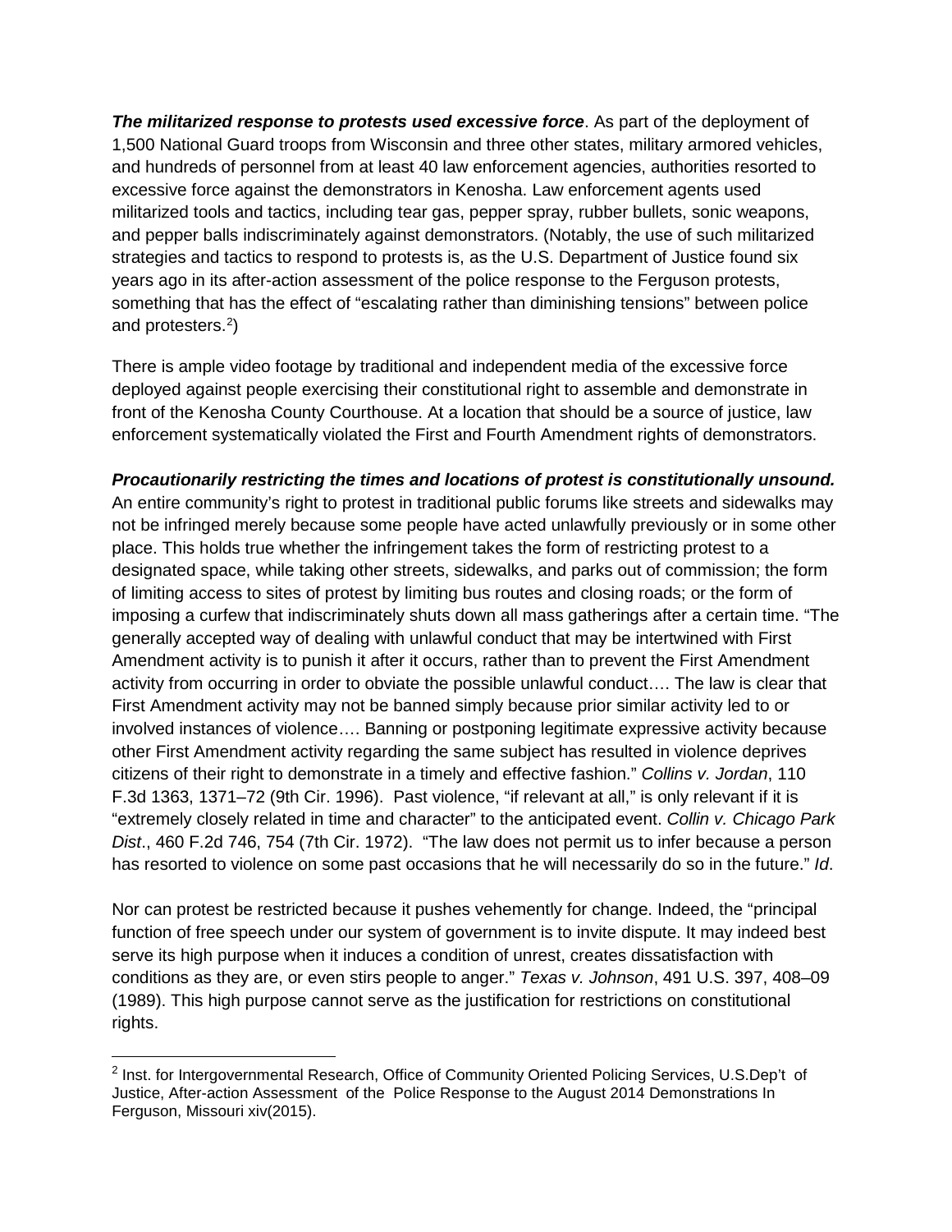***The militarized response to protests used excessive force***. As part of the deployment of 1,500 National Guard troops from Wisconsin and three other states, military armored vehicles, and hundreds of personnel from at least 40 law enforcement agencies, authorities resorted to excessive force against the demonstrators in Kenosha. Law enforcement agents used militarized tools and tactics, including tear gas, pepper spray, rubber bullets, sonic weapons, and pepper balls indiscriminately against demonstrators. (Notably, the use of such militarized strategies and tactics to respond to protests is, as the U.S. Department of Justice found six years ago in its after-action assessment of the police response to the Ferguson protests, something that has the effect of "escalating rather than diminishing tensions" between police and protesters.[2])

There is ample video footage by traditional and independent media of the excessive force deployed against people exercising their constitutional right to assemble and demonstrate in front of the Kenosha County Courthouse. At a location that should be a source of justice, law enforcement systematically violated the First and Fourth Amendment rights of demonstrators.

***Procautionarily restricting the times and locations of protest is constitutionally unsound.*** An entire community's right to protest in traditional public forums like streets and sidewalks may not be infringed merely because some people have acted unlawfully previously or in some other place. This holds true whether the infringement takes the form of restricting protest to a designated space, while taking other streets, sidewalks, and parks out of commission; the form of limiting access to sites of protest by limiting bus routes and closing roads; or the form of imposing a curfew that indiscriminately shuts down all mass gatherings after a certain time. "The generally accepted way of dealing with unlawful conduct that may be intertwined with First Amendment activity is to punish it after it occurs, rather than to prevent the First Amendment activity from occurring in order to obviate the possible unlawful conduct…. The law is clear that First Amendment activity may not be banned simply because prior similar activity led to or involved instances of violence…. Banning or postponing legitimate expressive activity because other First Amendment activity regarding the same subject has resulted in violence deprives citizens of their right to demonstrate in a timely and effective fashion." *Collins v. Jordan*, 110 F.3d 1363, 1371–72 (9th Cir. 1996). Past violence, "if relevant at all," is only relevant if it is "extremely closely related in time and character" to the anticipated event. *Collin v. Chicago Park Dist*., 460 F.2d 746, 754 (7th Cir. 1972). "The law does not permit us to infer because a person has resorted to violence on some past occasions that he will necessarily do so in the future." *Id*.

Nor can protest be restricted because it pushes vehemently for change. Indeed, the "principal function of free speech under our system of government is to invite dispute. It may indeed best serve its high purpose when it induces a condition of unrest, creates dissatisfaction with conditions as they are, or even stirs people to anger." *Texas v. Johnson*, 491 U.S. 397, 408–09 (1989). This high purpose cannot serve as the justification for restrictions on constitutional rights.

---

[2] Inst. for Intergovernmental Research, Office of Community Oriented Policing Services, U.S.Dep't of Justice, After-action Assessment of the Police Response to the August 2014 Demonstrations In Ferguson, Missouri xiv(2015).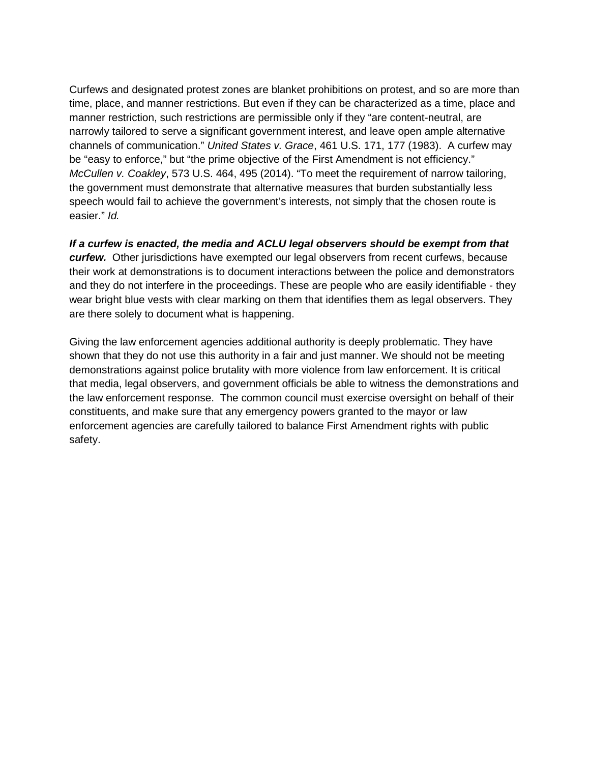Curfews and designated protest zones are blanket prohibitions on protest, and so are more than time, place, and manner restrictions. But even if they can be characterized as a time, place and manner restriction, such restrictions are permissible only if they "are content-neutral, are narrowly tailored to serve a significant government interest, and leave open ample alternative channels of communication." *United States v. Grace*, 461 U.S. 171, 177 (1983). A curfew may be "easy to enforce," but "the prime objective of the First Amendment is not efficiency." *McCullen v. Coakley*, 573 U.S. 464, 495 (2014). "To meet the requirement of narrow tailoring, the government must demonstrate that alternative measures that burden substantially less speech would fail to achieve the government's interests, not simply that the chosen route is easier." *Id.*

***If a curfew is enacted, the media and ACLU legal observers should be exempt from that curfew.*** Other jurisdictions have exempted our legal observers from recent curfews, because their work at demonstrations is to document interactions between the police and demonstrators and they do not interfere in the proceedings. These are people who are easily identifiable - they wear bright blue vests with clear marking on them that identifies them as legal observers. They are there solely to document what is happening.

Giving the law enforcement agencies additional authority is deeply problematic. They have shown that they do not use this authority in a fair and just manner. We should not be meeting demonstrations against police brutality with more violence from law enforcement. It is critical that media, legal observers, and government officials be able to witness the demonstrations and the law enforcement response. The common council must exercise oversight on behalf of their constituents, and make sure that any emergency powers granted to the mayor or law enforcement agencies are carefully tailored to balance First Amendment rights with public safety.